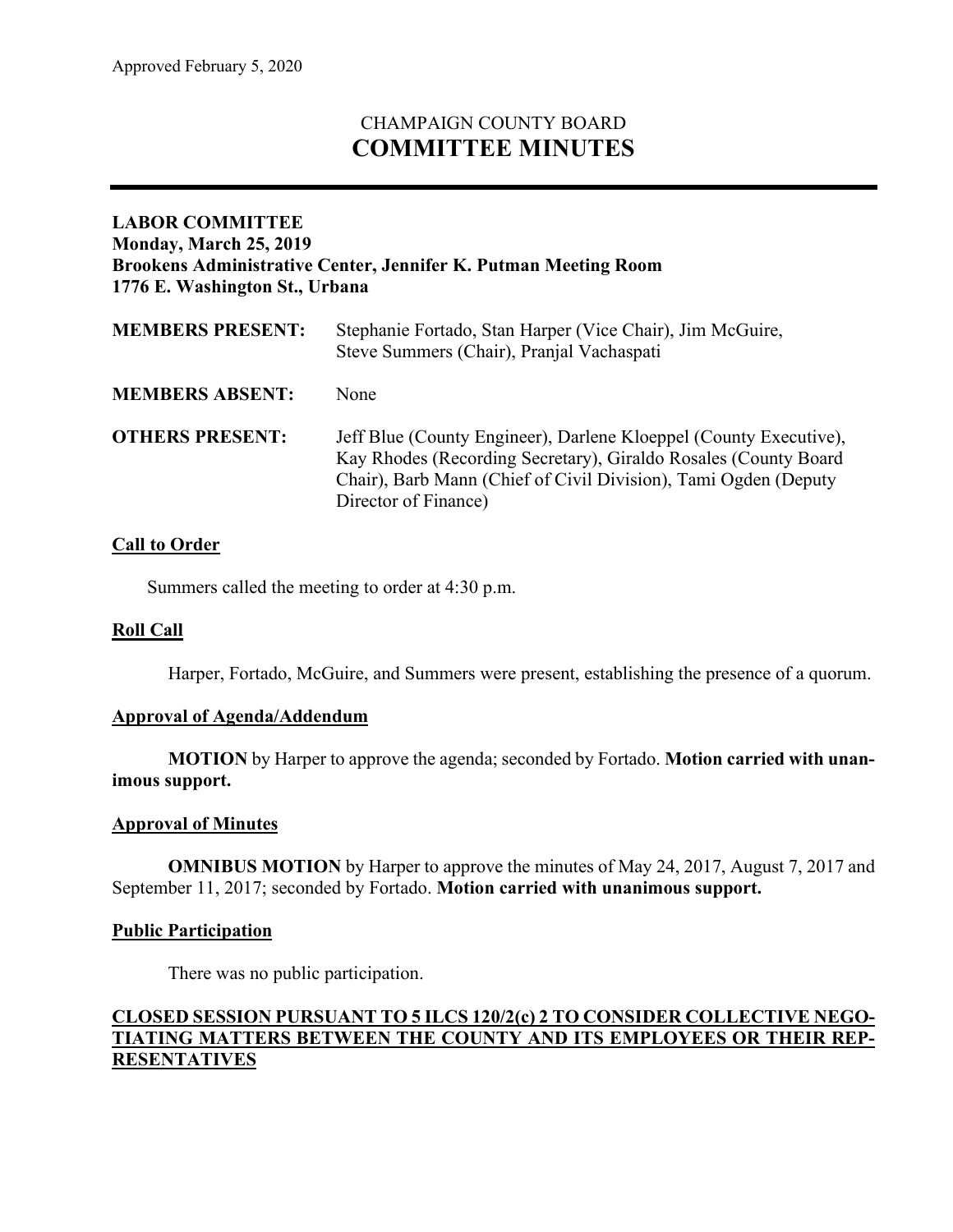Approved February 5, 2020

# CHAMPAIGN COUNTY BOARD
# COMMITTEE MINUTES

**LABOR COMMITTEE**
**Monday, March 25, 2019**
**Brookens Administrative Center, Jennifer K. Putman Meeting Room**
**1776 E. Washington St., Urbana**

| | |
|---|---|
| **MEMBERS PRESENT:** | Stephanie Fortado, Stan Harper (Vice Chair), Jim McGuire, Steve Summers (Chair), Pranjal Vachaspati |
| **MEMBERS ABSENT:** | None |
| **OTHERS PRESENT:** | Jeff Blue (County Engineer), Darlene Kloeppel (County Executive), Kay Rhodes (Recording Secretary), Giraldo Rosales (County Board Chair), Barb Mann (Chief of Civil Division), Tami Ogden (Deputy Director of Finance) |

## Call to Order

Summers called the meeting to order at 4:30 p.m.

## Roll Call

Harper, Fortado, McGuire, and Summers were present, establishing the presence of a quorum.

## Approval of Agenda/Addendum

**MOTION** by Harper to approve the agenda; seconded by Fortado. **Motion carried with unanimous support.**

## Approval of Minutes

**OMNIBUS MOTION** by Harper to approve the minutes of May 24, 2017, August 7, 2017 and September 11, 2017; seconded by Fortado. **Motion carried with unanimous support.**

## Public Participation

There was no public participation.

## CLOSED SESSION PURSUANT TO 5 ILCS 120/2(c) 2 TO CONSIDER COLLECTIVE NEGOTIATING MATTERS BETWEEN THE COUNTY AND ITS EMPLOYEES OR THEIR REPRESENTATIVES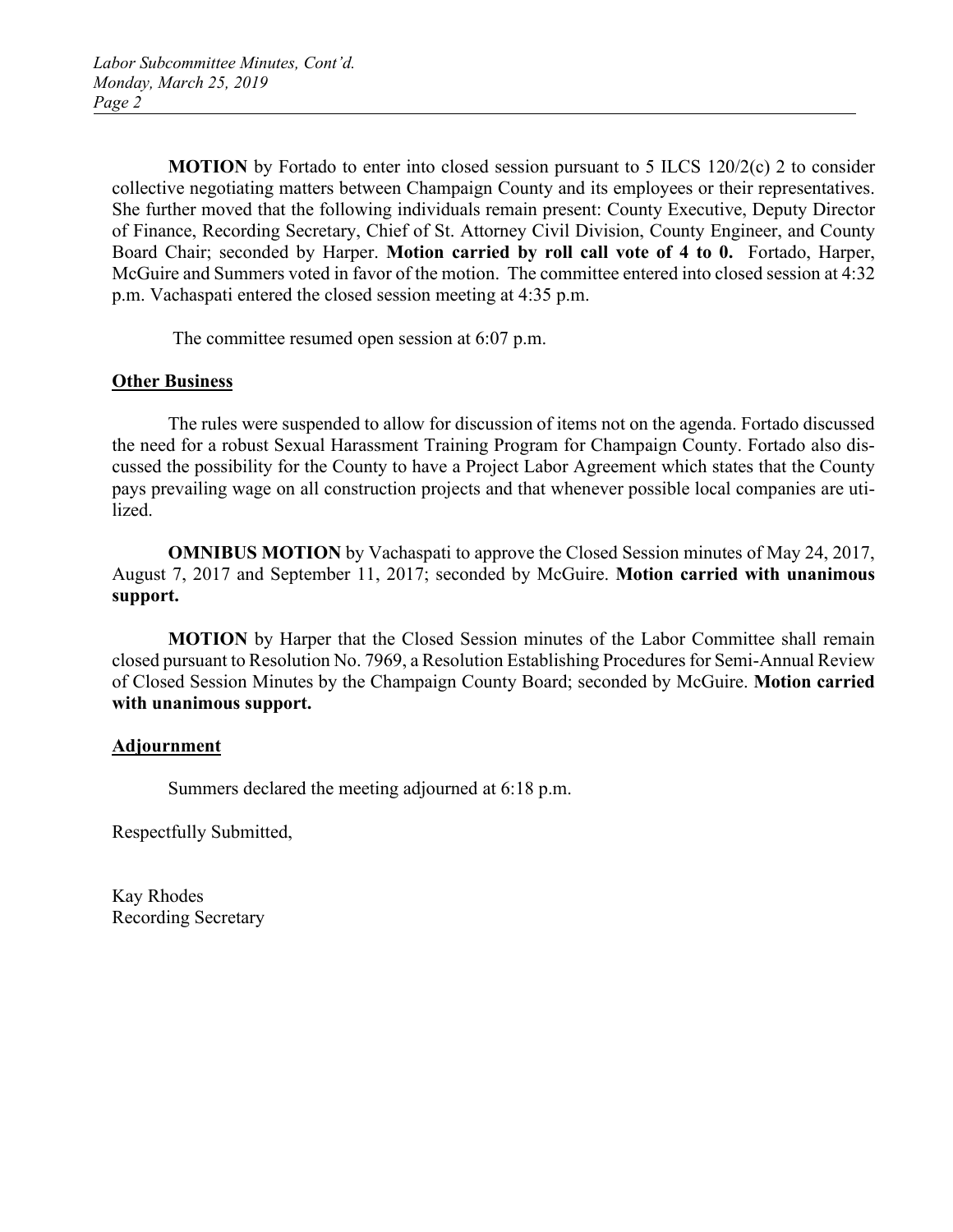**MOTION** by Fortado to enter into closed session pursuant to 5 ILCS 120/2(c) 2 to consider collective negotiating matters between Champaign County and its employees or their representatives. She further moved that the following individuals remain present: County Executive, Deputy Director of Finance, Recording Secretary, Chief of St. Attorney Civil Division, County Engineer, and County Board Chair; seconded by Harper. **Motion carried by roll call vote of 4 to 0.** Fortado, Harper, McGuire and Summers voted in favor of the motion. The committee entered into closed session at 4:32 p.m. Vachaspati entered the closed session meeting at 4:35 p.m.

The committee resumed open session at 6:07 p.m.

## Other Business

The rules were suspended to allow for discussion of items not on the agenda. Fortado discussed the need for a robust Sexual Harassment Training Program for Champaign County. Fortado also discussed the possibility for the County to have a Project Labor Agreement which states that the County pays prevailing wage on all construction projects and that whenever possible local companies are utilized.

**OMNIBUS MOTION** by Vachaspati to approve the Closed Session minutes of May 24, 2017, August 7, 2017 and September 11, 2017; seconded by McGuire. **Motion carried with unanimous support.**

**MOTION** by Harper that the Closed Session minutes of the Labor Committee shall remain closed pursuant to Resolution No. 7969, a Resolution Establishing Procedures for Semi-Annual Review of Closed Session Minutes by the Champaign County Board; seconded by McGuire. **Motion carried with unanimous support.**

## Adjournment

Summers declared the meeting adjourned at 6:18 p.m.

Respectfully Submitted,

Kay Rhodes
Recording Secretary